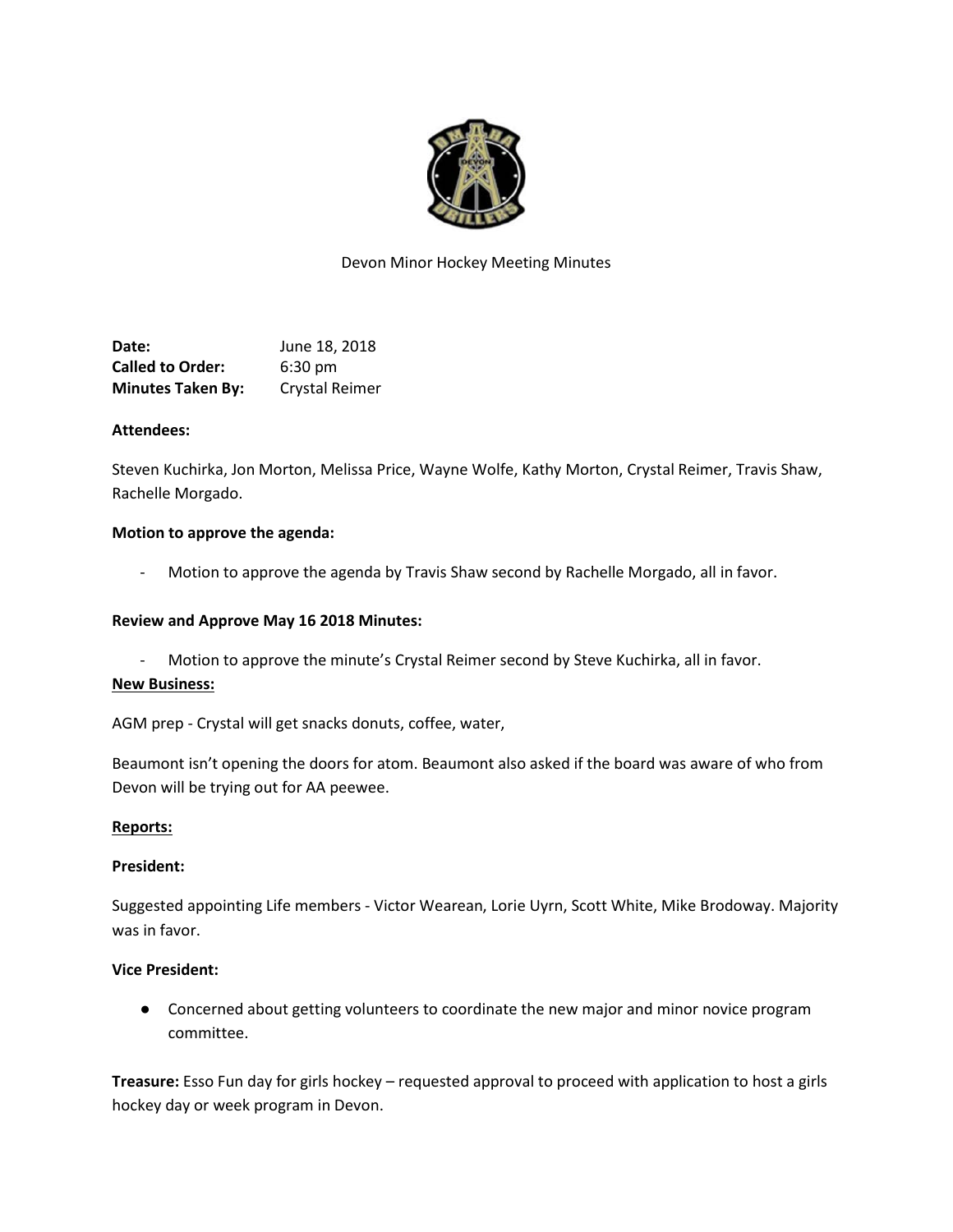Devon Minor Hockey Meeting Minutes

**Date:** June 18, 2018
**Called to Order:** 6:30 pm
**Minutes Taken By:** Crystal Reimer

**Attendees:**

Steven Kuchirka, Jon Morton, Melissa Price, Wayne Wolfe, Kathy Morton, Crystal Reimer, Travis Shaw, Rachelle Morgado.

**Motion to approve the agenda:**

- Motion to approve the agenda by Travis Shaw second by Rachelle Morgado, all in favor.

**Review and Approve May 16 2018 Minutes:**

- Motion to approve the minute's Crystal Reimer second by Steve Kuchirka, all in favor.

**New Business:**

AGM prep - Crystal will get snacks donuts, coffee, water,

Beaumont isn't opening the doors for atom. Beaumont also asked if the board was aware of who from Devon will be trying out for AA peewee.

**Reports:**

**President:**

Suggested appointing Life members - Victor Wearean, Lorie Uyrn, Scott White, Mike Brodoway. Majority was in favor.

**Vice President:**

- Concerned about getting volunteers to coordinate the new major and minor novice program committee.

**Treasure:** Esso Fun day for girls hockey – requested approval to proceed with application to host a girls hockey day or week program in Devon.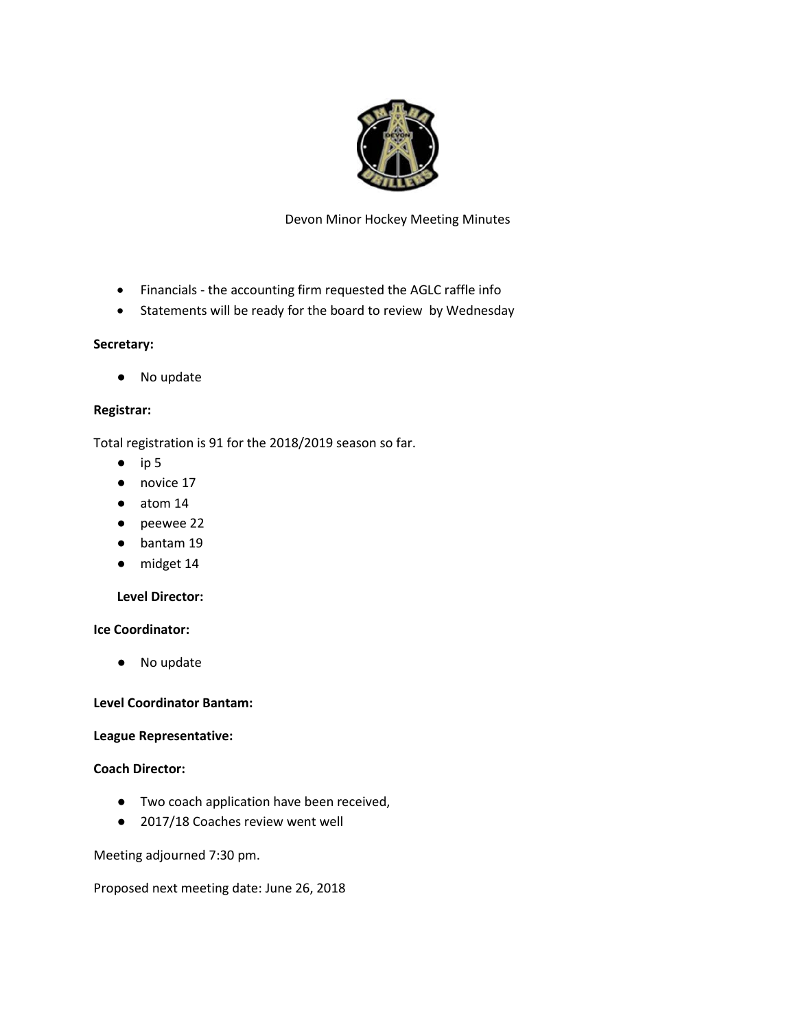Devon Minor Hockey Meeting Minutes

- Financials - the accounting firm requested the AGLC raffle info
- Statements will be ready for the board to review by Wednesday

**Secretary:**

- No update

**Registrar:**

Total registration is 91 for the 2018/2019 season so far.

- ip 5
- novice 17
- atom 14
- peewee 22
- bantam 19
- midget 14

**Level Director:**

**Ice Coordinator:**

- No update

**Level Coordinator Bantam:**

**League Representative:**

**Coach Director:**

- Two coach application have been received,
- 2017/18 Coaches review went well

Meeting adjourned 7:30 pm.

Proposed next meeting date: June 26, 2018